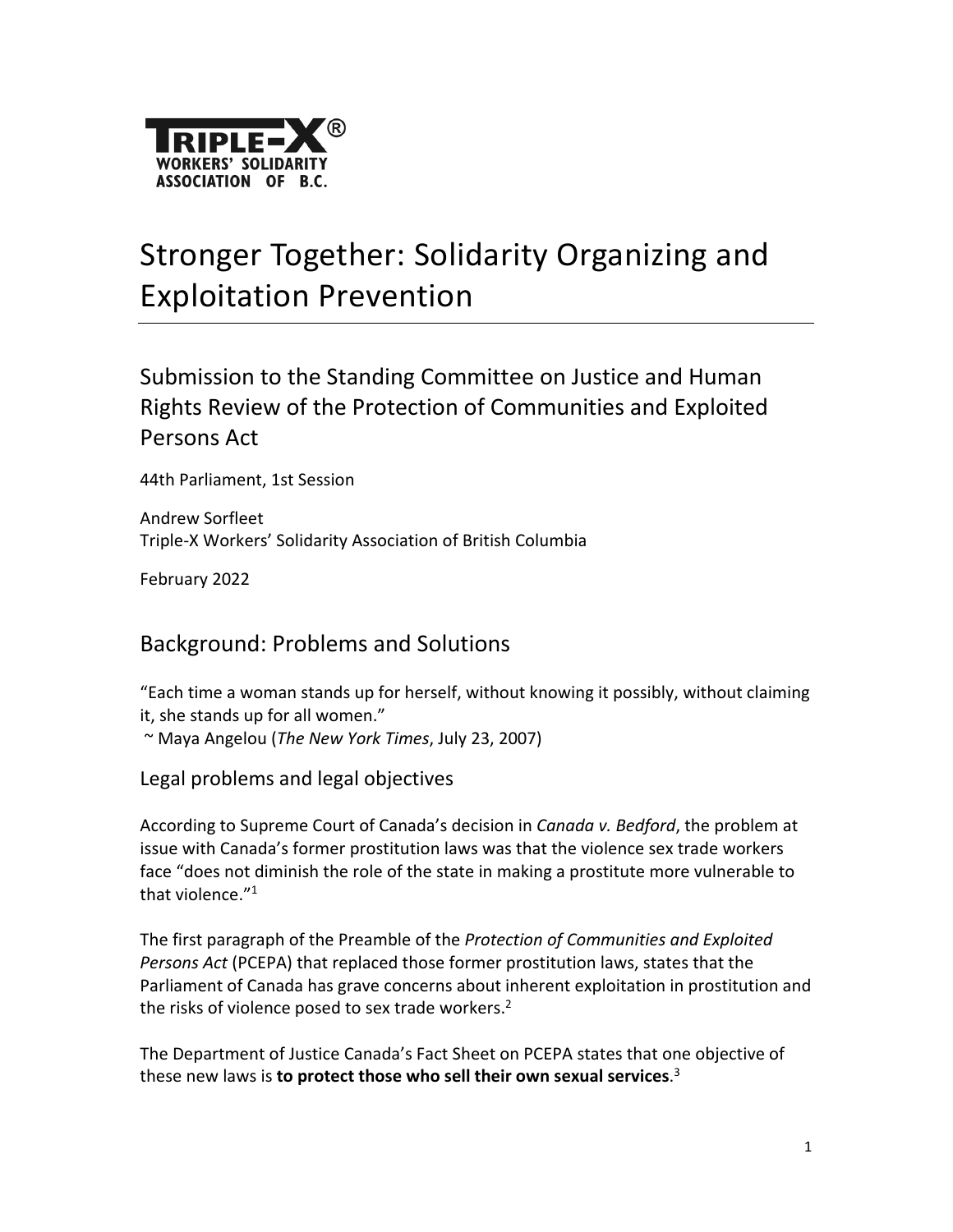TRIPLE-X®
WORKERS' SOLIDARITY
ASSOCIATION OF B.C.

# Stronger Together: Solidarity Organizing and Exploitation Prevention

## Submission to the Standing Committee on Justice and Human Rights Review of the Protection of Communities and Exploited Persons Act

44th Parliament, 1st Session

Andrew Sorfleet
Triple-X Workers' Solidarity Association of British Columbia

February 2022

## Background: Problems and Solutions

"Each time a woman stands up for herself, without knowing it possibly, without claiming it, she stands up for all women."
~ Maya Angelou (*The New York Times*, July 23, 2007)

### Legal problems and legal objectives

According to Supreme Court of Canada's decision in *Canada v. Bedford*, the problem at issue with Canada's former prostitution laws was that the violence sex trade workers face "does not diminish the role of the state in making a prostitute more vulnerable to that violence."[1]

The first paragraph of the Preamble of the *Protection of Communities and Exploited Persons Act* (PCEPA) that replaced those former prostitution laws, states that the Parliament of Canada has grave concerns about inherent exploitation in prostitution and the risks of violence posed to sex trade workers.[2]

The Department of Justice Canada's Fact Sheet on PCEPA states that one objective of these new laws is **to protect those who sell their own sexual services**.[3]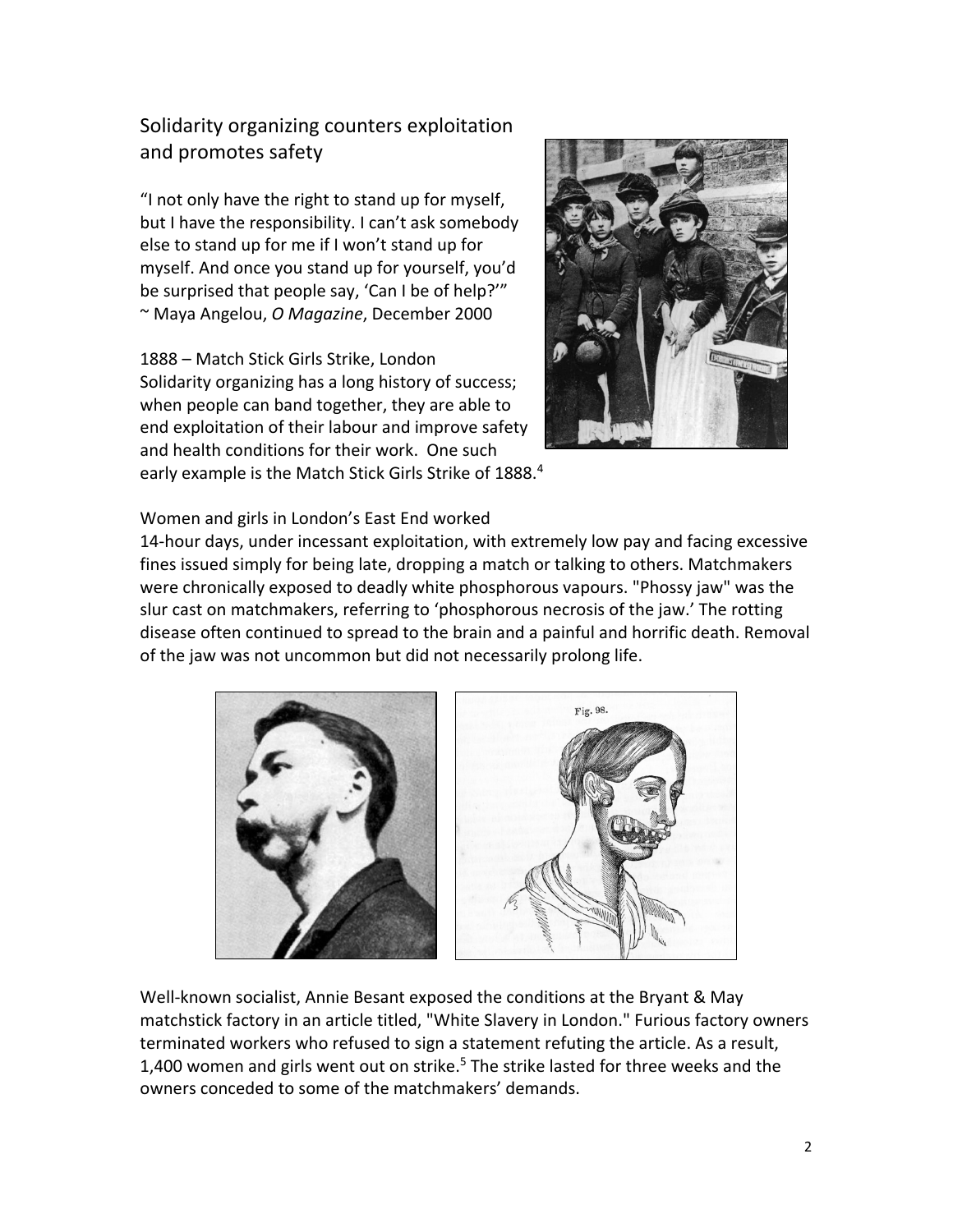## Solidarity organizing counters exploitation and promotes safety

"I not only have the right to stand up for myself, but I have the responsibility. I can't ask somebody else to stand up for me if I won't stand up for myself. And once you stand up for yourself, you'd be surprised that people say, 'Can I be of help?'"
~ Maya Angelou, *O Magazine*, December 2000

1888 – Match Stick Girls Strike, London
Solidarity organizing has a long history of success; when people can band together, they are able to end exploitation of their labour and improve safety and health conditions for their work. One such early example is the Match Stick Girls Strike of 1888.[4]

Women and girls in London's East End worked 14-hour days, under incessant exploitation, with extremely low pay and facing excessive fines issued simply for being late, dropping a match or talking to others. Matchmakers were chronically exposed to deadly white phosphorous vapours. "Phossy jaw" was the slur cast on matchmakers, referring to 'phosphorous necrosis of the jaw.' The rotting disease often continued to spread to the brain and a painful and horrific death. Removal of the jaw was not uncommon but did not necessarily prolong life.

Well-known socialist, Annie Besant exposed the conditions at the Bryant & May matchstick factory in an article titled, "White Slavery in London." Furious factory owners terminated workers who refused to sign a statement refuting the article. As a result, 1,400 women and girls went out on strike.[5] The strike lasted for three weeks and the owners conceded to some of the matchmakers' demands.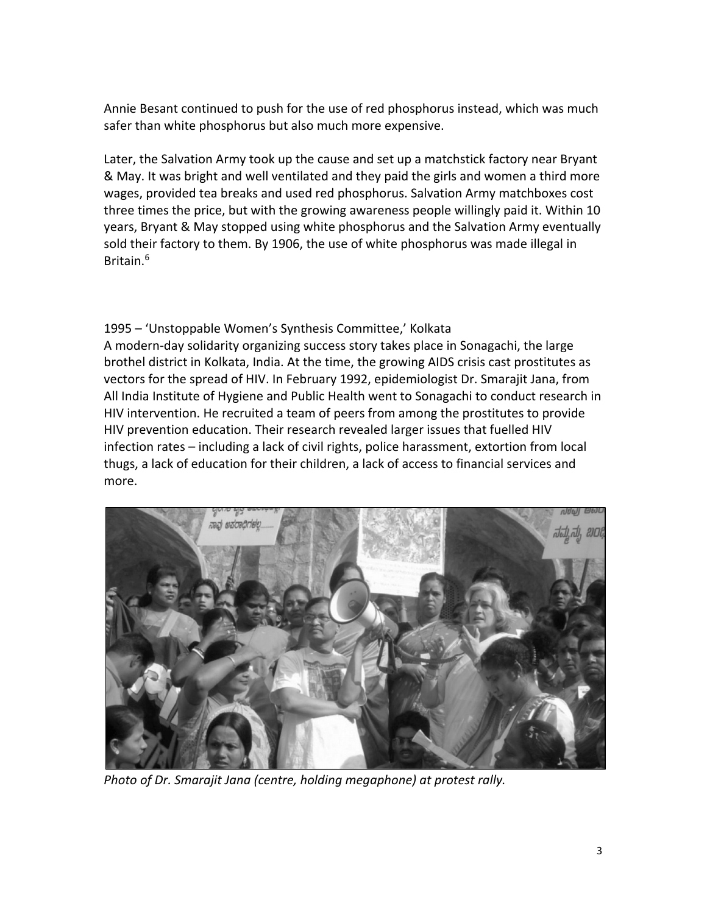Annie Besant continued to push for the use of red phosphorus instead, which was much safer than white phosphorus but also much more expensive.

Later, the Salvation Army took up the cause and set up a matchstick factory near Bryant & May. It was bright and well ventilated and they paid the girls and women a third more wages, provided tea breaks and used red phosphorus. Salvation Army matchboxes cost three times the price, but with the growing awareness people willingly paid it. Within 10 years, Bryant & May stopped using white phosphorus and the Salvation Army eventually sold their factory to them. By 1906, the use of white phosphorus was made illegal in Britain.[6]

1995 – 'Unstoppable Women's Synthesis Committee,' Kolkata

A modern-day solidarity organizing success story takes place in Sonagachi, the large brothel district in Kolkata, India. At the time, the growing AIDS crisis cast prostitutes as vectors for the spread of HIV. In February 1992, epidemiologist Dr. Smarajit Jana, from All India Institute of Hygiene and Public Health went to Sonagachi to conduct research in HIV intervention. He recruited a team of peers from among the prostitutes to provide HIV prevention education. Their research revealed larger issues that fuelled HIV infection rates – including a lack of civil rights, police harassment, extortion from local thugs, a lack of education for their children, a lack of access to financial services and more.

*Photo of Dr. Smarajit Jana (centre, holding megaphone) at protest rally.*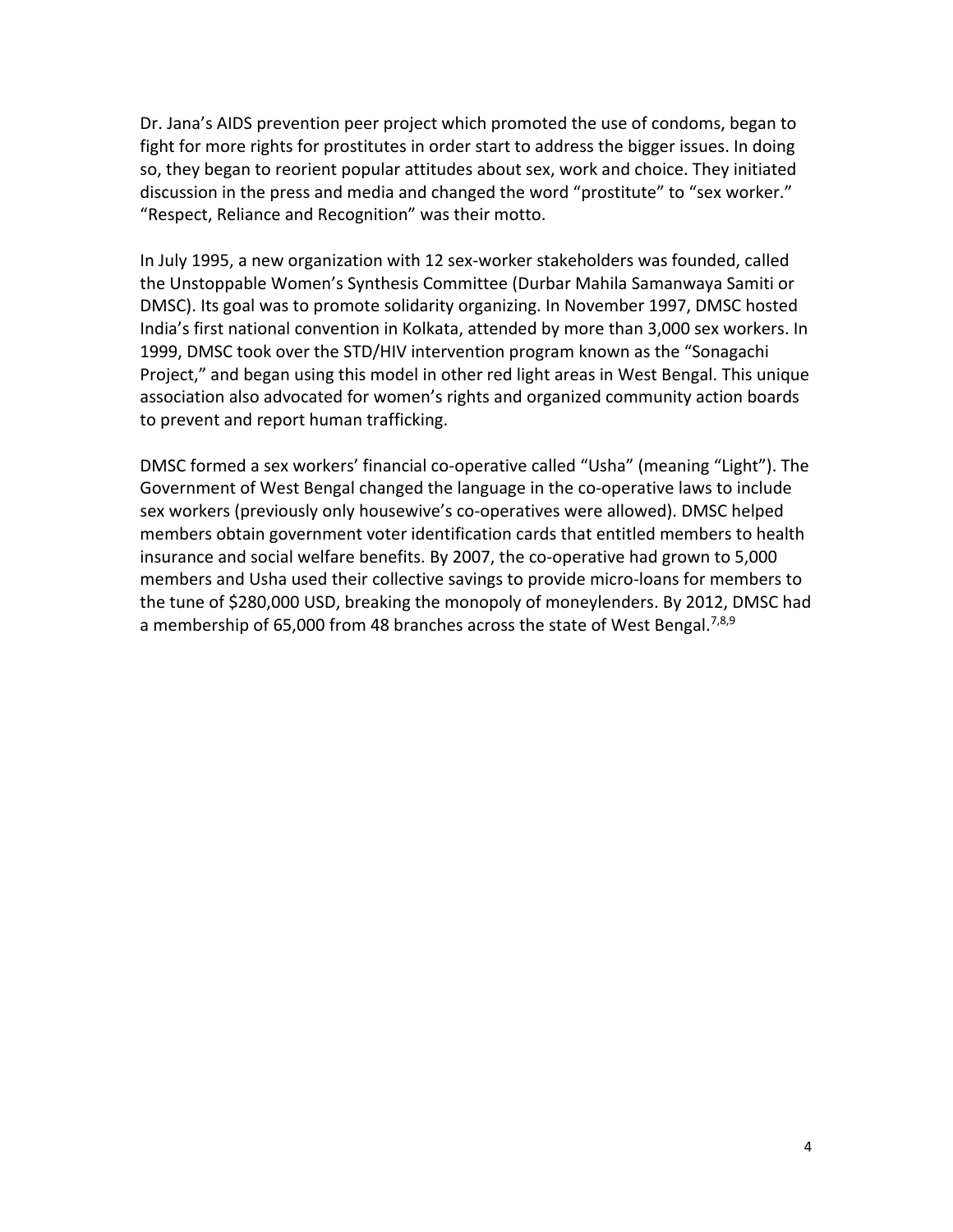Dr. Jana's AIDS prevention peer project which promoted the use of condoms, began to fight for more rights for prostitutes in order start to address the bigger issues. In doing so, they began to reorient popular attitudes about sex, work and choice. They initiated discussion in the press and media and changed the word "prostitute" to "sex worker." "Respect, Reliance and Recognition" was their motto.

In July 1995, a new organization with 12 sex-worker stakeholders was founded, called the Unstoppable Women's Synthesis Committee (Durbar Mahila Samanwaya Samiti or DMSC). Its goal was to promote solidarity organizing. In November 1997, DMSC hosted India's first national convention in Kolkata, attended by more than 3,000 sex workers. In 1999, DMSC took over the STD/HIV intervention program known as the "Sonagachi Project," and began using this model in other red light areas in West Bengal. This unique association also advocated for women's rights and organized community action boards to prevent and report human trafficking.

DMSC formed a sex workers' financial co-operative called "Usha" (meaning "Light"). The Government of West Bengal changed the language in the co-operative laws to include sex workers (previously only housewive's co-operatives were allowed). DMSC helped members obtain government voter identification cards that entitled members to health insurance and social welfare benefits. By 2007, the co-operative had grown to 5,000 members and Usha used their collective savings to provide micro-loans for members to the tune of $280,000 USD, breaking the monopoly of moneylenders. By 2012, DMSC had a membership of 65,000 from 48 branches across the state of West Bengal.[7,8,9]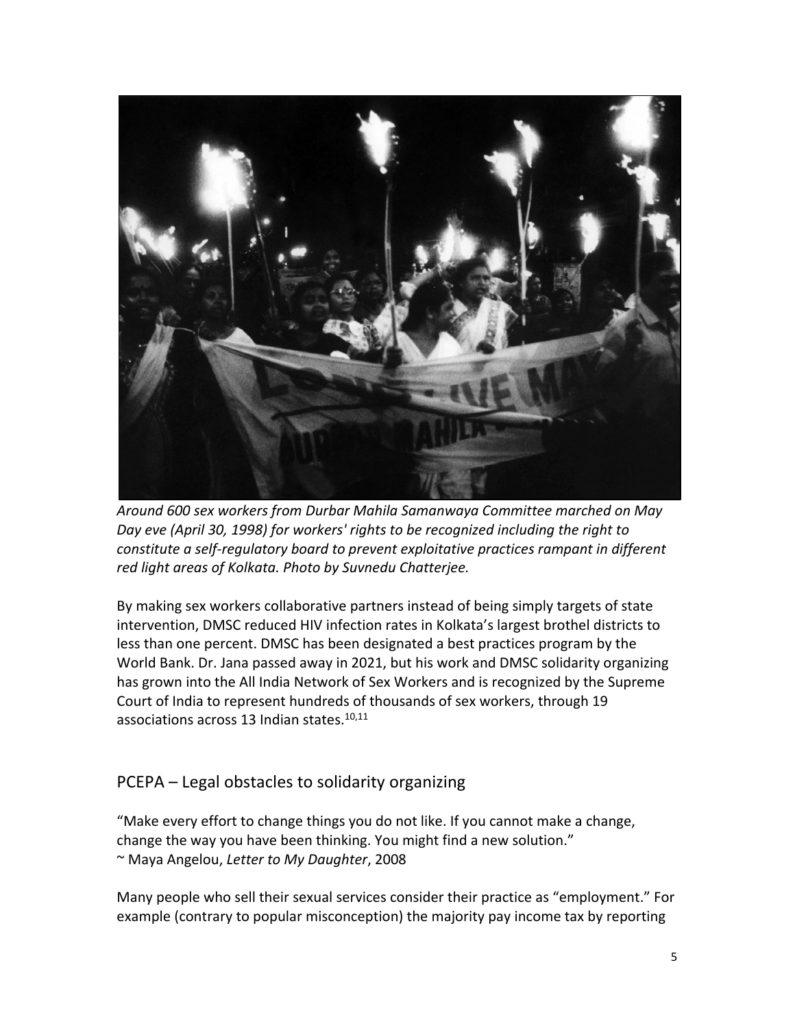*Around 600 sex workers from Durbar Mahila Samanwaya Committee marched on May Day eve (April 30, 1998) for workers' rights to be recognized including the right to constitute a self-regulatory board to prevent exploitative practices rampant in different red light areas of Kolkata. Photo by Suvnedu Chatterjee.*

By making sex workers collaborative partners instead of being simply targets of state intervention, DMSC reduced HIV infection rates in Kolkata's largest brothel districts to less than one percent. DMSC has been designated a best practices program by the World Bank. Dr. Jana passed away in 2021, but his work and DMSC solidarity organizing has grown into the All India Network of Sex Workers and is recognized by the Supreme Court of India to represent hundreds of thousands of sex workers, through 19 associations across 13 Indian states.[10,11]

## PCEPA – Legal obstacles to solidarity organizing

"Make every effort to change things you do not like. If you cannot make a change, change the way you have been thinking. You might find a new solution."
~ Maya Angelou, *Letter to My Daughter*, 2008

Many people who sell their sexual services consider their practice as "employment." For example (contrary to popular misconception) the majority pay income tax by reporting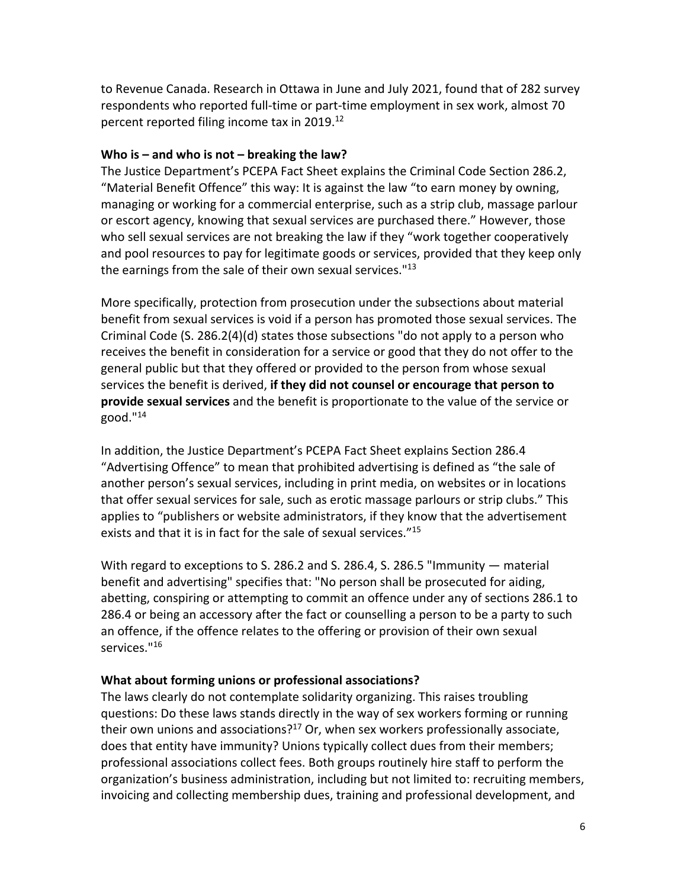to Revenue Canada. Research in Ottawa in June and July 2021, found that of 282 survey respondents who reported full-time or part-time employment in sex work, almost 70 percent reported filing income tax in 2019.[12]

**Who is – and who is not – breaking the law?**

The Justice Department's PCEPA Fact Sheet explains the Criminal Code Section 286.2, "Material Benefit Offence" this way: It is against the law "to earn money by owning, managing or working for a commercial enterprise, such as a strip club, massage parlour or escort agency, knowing that sexual services are purchased there." However, those who sell sexual services are not breaking the law if they "work together cooperatively and pool resources to pay for legitimate goods or services, provided that they keep only the earnings from the sale of their own sexual services."[13]

More specifically, protection from prosecution under the subsections about material benefit from sexual services is void if a person has promoted those sexual services. The Criminal Code (S. 286.2(4)(d) states those subsections "do not apply to a person who receives the benefit in consideration for a service or good that they do not offer to the general public but that they offered or provided to the person from whose sexual services the benefit is derived, **if they did not counsel or encourage that person to provide sexual services** and the benefit is proportionate to the value of the service or good."[14]

In addition, the Justice Department's PCEPA Fact Sheet explains Section 286.4 "Advertising Offence" to mean that prohibited advertising is defined as "the sale of another person's sexual services, including in print media, on websites or in locations that offer sexual services for sale, such as erotic massage parlours or strip clubs." This applies to "publishers or website administrators, if they know that the advertisement exists and that it is in fact for the sale of sexual services."[15]

With regard to exceptions to S. 286.2 and S. 286.4, S. 286.5 "Immunity — material benefit and advertising" specifies that: "No person shall be prosecuted for aiding, abetting, conspiring or attempting to commit an offence under any of sections 286.1 to 286.4 or being an accessory after the fact or counselling a person to be a party to such an offence, if the offence relates to the offering or provision of their own sexual services."[16]

**What about forming unions or professional associations?**

The laws clearly do not contemplate solidarity organizing. This raises troubling questions: Do these laws stands directly in the way of sex workers forming or running their own unions and associations?[17] Or, when sex workers professionally associate, does that entity have immunity? Unions typically collect dues from their members; professional associations collect fees. Both groups routinely hire staff to perform the organization's business administration, including but not limited to: recruiting members, invoicing and collecting membership dues, training and professional development, and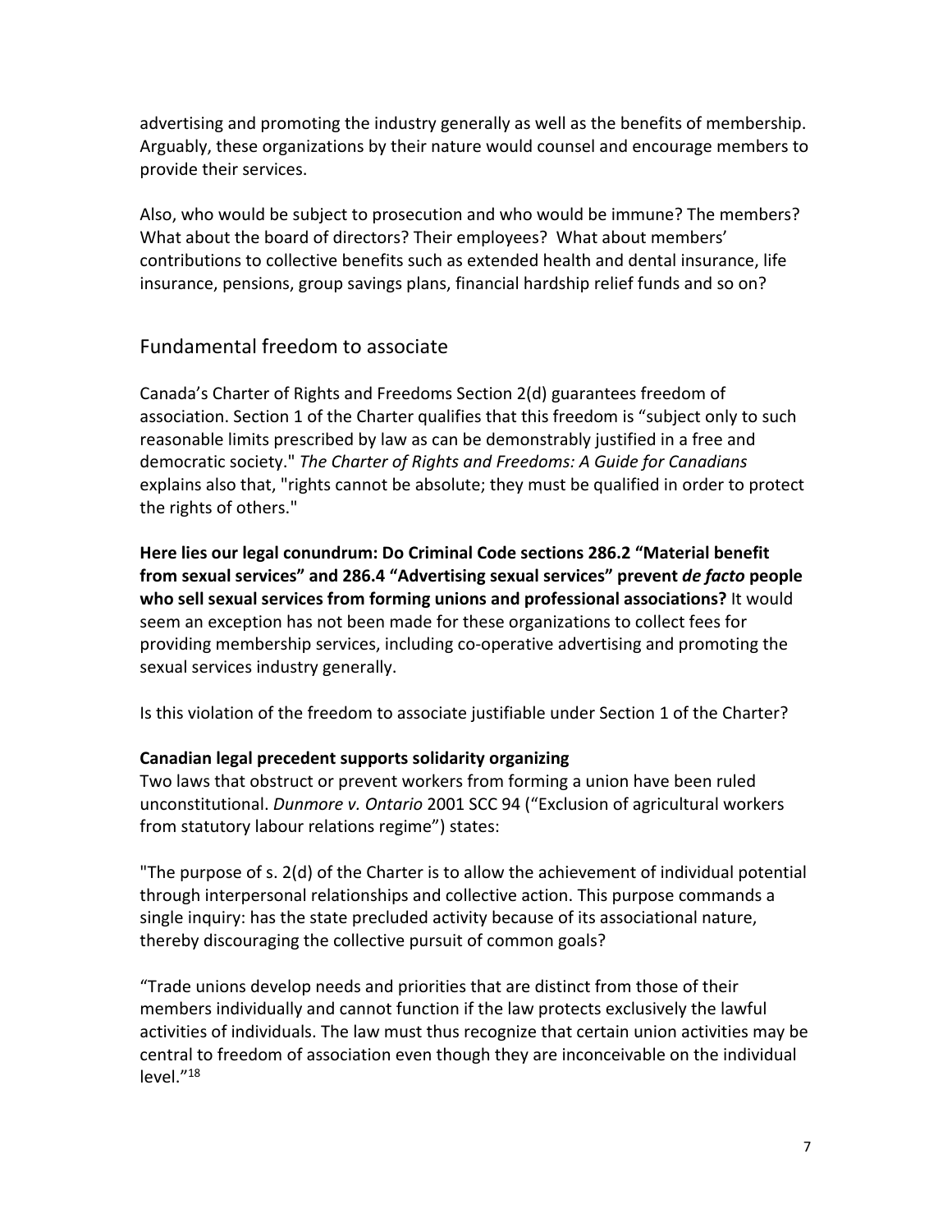advertising and promoting the industry generally as well as the benefits of membership. Arguably, these organizations by their nature would counsel and encourage members to provide their services.

Also, who would be subject to prosecution and who would be immune? The members? What about the board of directors? Their employees? What about members' contributions to collective benefits such as extended health and dental insurance, life insurance, pensions, group savings plans, financial hardship relief funds and so on?

## Fundamental freedom to associate

Canada's Charter of Rights and Freedoms Section 2(d) guarantees freedom of association. Section 1 of the Charter qualifies that this freedom is "subject only to such reasonable limits prescribed by law as can be demonstrably justified in a free and democratic society." *The Charter of Rights and Freedoms: A Guide for Canadians* explains also that, "rights cannot be absolute; they must be qualified in order to protect the rights of others."

**Here lies our legal conundrum: Do Criminal Code sections 286.2 "Material benefit from sexual services" and 286.4 "Advertising sexual services" prevent *de facto* people who sell sexual services from forming unions and professional associations?** It would seem an exception has not been made for these organizations to collect fees for providing membership services, including co-operative advertising and promoting the sexual services industry generally.

Is this violation of the freedom to associate justifiable under Section 1 of the Charter?

**Canadian legal precedent supports solidarity organizing**

Two laws that obstruct or prevent workers from forming a union have been ruled unconstitutional. *Dunmore v. Ontario* 2001 SCC 94 ("Exclusion of agricultural workers from statutory labour relations regime") states:

"The purpose of s. 2(d) of the Charter is to allow the achievement of individual potential through interpersonal relationships and collective action. This purpose commands a single inquiry: has the state precluded activity because of its associational nature, thereby discouraging the collective pursuit of common goals?

"Trade unions develop needs and priorities that are distinct from those of their members individually and cannot function if the law protects exclusively the lawful activities of individuals. The law must thus recognize that certain union activities may be central to freedom of association even though they are inconceivable on the individual level."[18]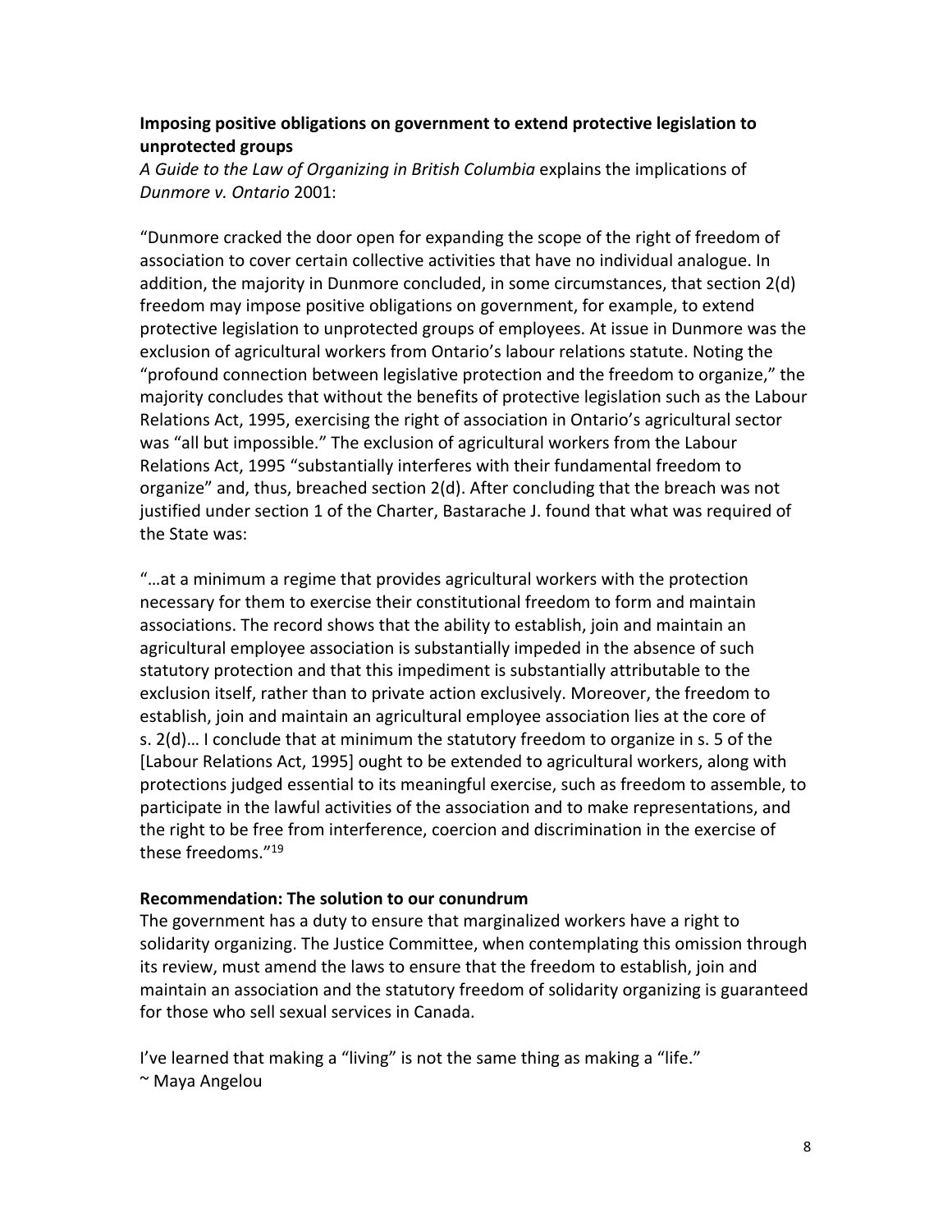### Imposing positive obligations on government to extend protective legislation to unprotected groups

*A Guide to the Law of Organizing in British Columbia* explains the implications of *Dunmore v. Ontario* 2001:

"Dunmore cracked the door open for expanding the scope of the right of freedom of association to cover certain collective activities that have no individual analogue. In addition, the majority in Dunmore concluded, in some circumstances, that section 2(d) freedom may impose positive obligations on government, for example, to extend protective legislation to unprotected groups of employees. At issue in Dunmore was the exclusion of agricultural workers from Ontario's labour relations statute. Noting the "profound connection between legislative protection and the freedom to organize," the majority concludes that without the benefits of protective legislation such as the Labour Relations Act, 1995, exercising the right of association in Ontario's agricultural sector was "all but impossible." The exclusion of agricultural workers from the Labour Relations Act, 1995 "substantially interferes with their fundamental freedom to organize" and, thus, breached section 2(d). After concluding that the breach was not justified under section 1 of the Charter, Bastarache J. found that what was required of the State was:

"…at a minimum a regime that provides agricultural workers with the protection necessary for them to exercise their constitutional freedom to form and maintain associations. The record shows that the ability to establish, join and maintain an agricultural employee association is substantially impeded in the absence of such statutory protection and that this impediment is substantially attributable to the exclusion itself, rather than to private action exclusively. Moreover, the freedom to establish, join and maintain an agricultural employee association lies at the core of s. 2(d)… I conclude that at minimum the statutory freedom to organize in s. 5 of the [Labour Relations Act, 1995] ought to be extended to agricultural workers, along with protections judged essential to its meaningful exercise, such as freedom to assemble, to participate in the lawful activities of the association and to make representations, and the right to be free from interference, coercion and discrimination in the exercise of these freedoms."[19]

### Recommendation: The solution to our conundrum

The government has a duty to ensure that marginalized workers have a right to solidarity organizing. The Justice Committee, when contemplating this omission through its review, must amend the laws to ensure that the freedom to establish, join and maintain an association and the statutory freedom of solidarity organizing is guaranteed for those who sell sexual services in Canada.

I've learned that making a "living" is not the same thing as making a "life."
~ Maya Angelou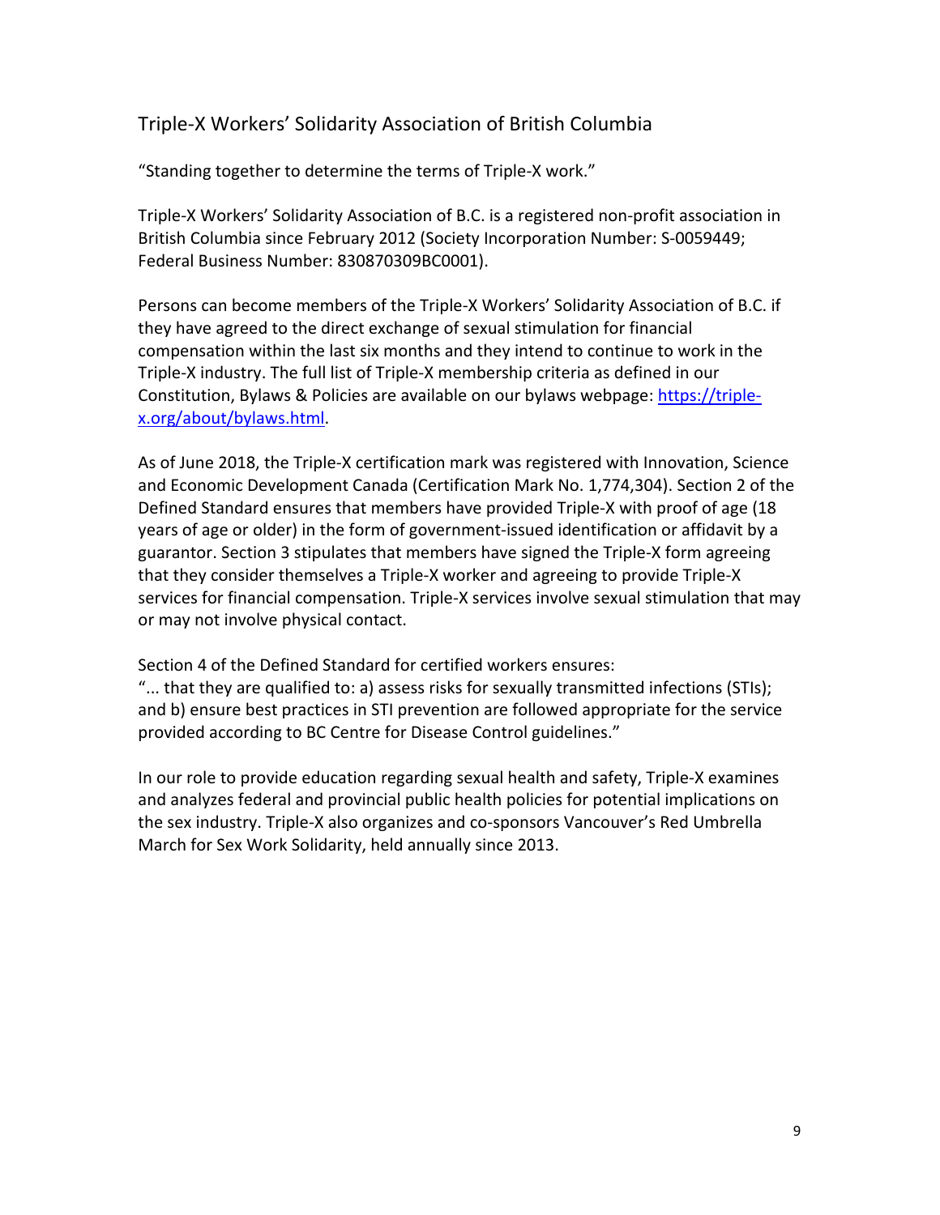## Triple-X Workers' Solidarity Association of British Columbia

"Standing together to determine the terms of Triple-X work."

Triple-X Workers' Solidarity Association of B.C. is a registered non-profit association in British Columbia since February 2012 (Society Incorporation Number: S-0059449; Federal Business Number: 830870309BC0001).

Persons can become members of the Triple-X Workers' Solidarity Association of B.C. if they have agreed to the direct exchange of sexual stimulation for financial compensation within the last six months and they intend to continue to work in the Triple-X industry. The full list of Triple-X membership criteria as defined in our Constitution, Bylaws & Policies are available on our bylaws webpage: [https://triple-x.org/about/bylaws.html](https://triple-x.org/about/bylaws.html).

As of June 2018, the Triple-X certification mark was registered with Innovation, Science and Economic Development Canada (Certification Mark No. 1,774,304). Section 2 of the Defined Standard ensures that members have provided Triple-X with proof of age (18 years of age or older) in the form of government-issued identification or affidavit by a guarantor. Section 3 stipulates that members have signed the Triple-X form agreeing that they consider themselves a Triple-X worker and agreeing to provide Triple-X services for financial compensation. Triple-X services involve sexual stimulation that may or may not involve physical contact.

Section 4 of the Defined Standard for certified workers ensures:
"... that they are qualified to: a) assess risks for sexually transmitted infections (STIs); and b) ensure best practices in STI prevention are followed appropriate for the service provided according to BC Centre for Disease Control guidelines."

In our role to provide education regarding sexual health and safety, Triple-X examines and analyzes federal and provincial public health policies for potential implications on the sex industry. Triple-X also organizes and co-sponsors Vancouver's Red Umbrella March for Sex Work Solidarity, held annually since 2013.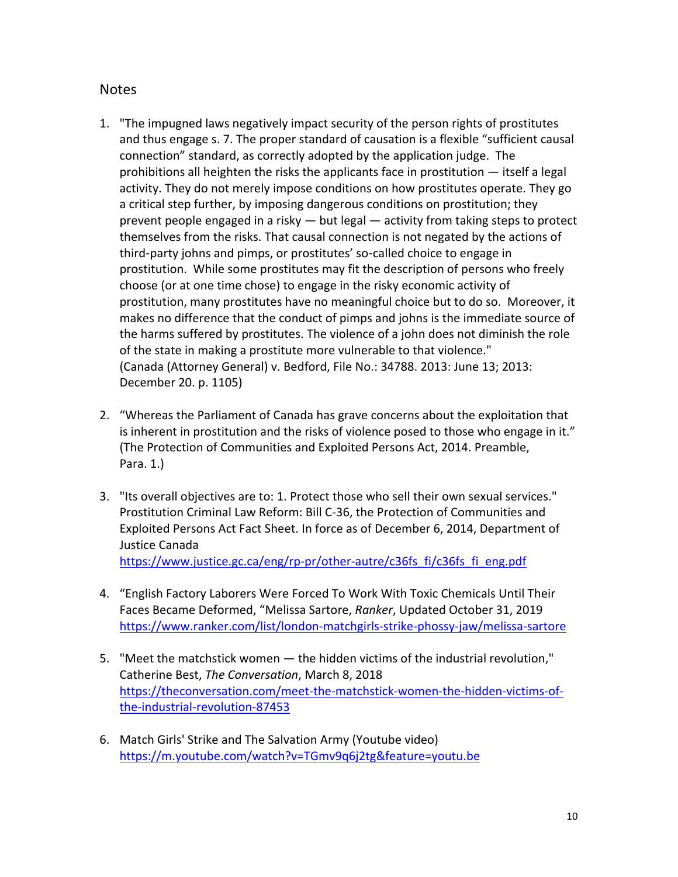## Notes

1. "The impugned laws negatively impact security of the person rights of prostitutes and thus engage s. 7. The proper standard of causation is a flexible "sufficient causal connection" standard, as correctly adopted by the application judge. The prohibitions all heighten the risks the applicants face in prostitution — itself a legal activity. They do not merely impose conditions on how prostitutes operate. They go a critical step further, by imposing dangerous conditions on prostitution; they prevent people engaged in a risky — but legal — activity from taking steps to protect themselves from the risks. That causal connection is not negated by the actions of third-party johns and pimps, or prostitutes' so-called choice to engage in prostitution. While some prostitutes may fit the description of persons who freely choose (or at one time chose) to engage in the risky economic activity of prostitution, many prostitutes have no meaningful choice but to do so. Moreover, it makes no difference that the conduct of pimps and johns is the immediate source of the harms suffered by prostitutes. The violence of a john does not diminish the role of the state in making a prostitute more vulnerable to that violence." (Canada (Attorney General) v. Bedford, File No.: 34788. 2013: June 13; 2013: December 20. p. 1105)

2. "Whereas the Parliament of Canada has grave concerns about the exploitation that is inherent in prostitution and the risks of violence posed to those who engage in it." (The Protection of Communities and Exploited Persons Act, 2014. Preamble, Para. 1.)

3. "Its overall objectives are to: 1. Protect those who sell their own sexual services." Prostitution Criminal Law Reform: Bill C-36, the Protection of Communities and Exploited Persons Act Fact Sheet. In force as of December 6, 2014, Department of Justice Canada https://www.justice.gc.ca/eng/rp-pr/other-autre/c36fs_fi/c36fs_fi_eng.pdf

4. "English Factory Laborers Were Forced To Work With Toxic Chemicals Until Their Faces Became Deformed, "Melissa Sartore, *Ranker*, Updated October 31, 2019 https://www.ranker.com/list/london-matchgirls-strike-phossy-jaw/melissa-sartore

5. "Meet the matchstick women — the hidden victims of the industrial revolution," Catherine Best, *The Conversation*, March 8, 2018 https://theconversation.com/meet-the-matchstick-women-the-hidden-victims-of-the-industrial-revolution-87453

6. Match Girls' Strike and The Salvation Army (Youtube video) https://m.youtube.com/watch?v=TGmv9q6j2tg&feature=youtu.be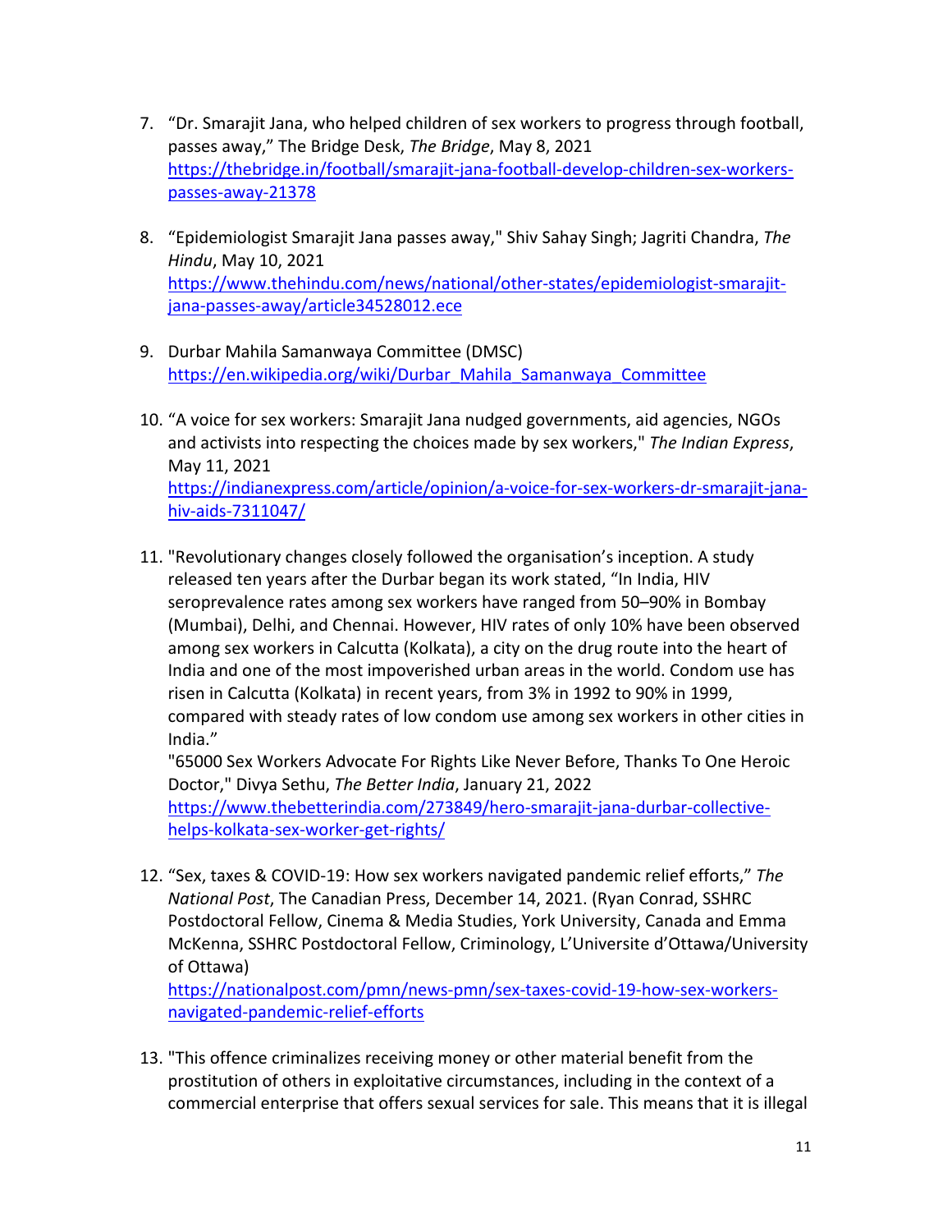7. "Dr. Smarajit Jana, who helped children of sex workers to progress through football, passes away," The Bridge Desk, *The Bridge*, May 8, 2021 https://thebridge.in/football/smarajit-jana-football-develop-children-sex-workers-passes-away-21378

8. "Epidemiologist Smarajit Jana passes away," Shiv Sahay Singh; Jagriti Chandra, *The Hindu*, May 10, 2021 https://www.thehindu.com/news/national/other-states/epidemiologist-smarajit-jana-passes-away/article34528012.ece

9. Durbar Mahila Samanwaya Committee (DMSC) https://en.wikipedia.org/wiki/Durbar_Mahila_Samanwaya_Committee

10. "A voice for sex workers: Smarajit Jana nudged governments, aid agencies, NGOs and activists into respecting the choices made by sex workers," *The Indian Express*, May 11, 2021 https://indianexpress.com/article/opinion/a-voice-for-sex-workers-dr-smarajit-jana-hiv-aids-7311047/

11. "Revolutionary changes closely followed the organisation's inception. A study released ten years after the Durbar began its work stated, "In India, HIV seroprevalence rates among sex workers have ranged from 50–90% in Bombay (Mumbai), Delhi, and Chennai. However, HIV rates of only 10% have been observed among sex workers in Calcutta (Kolkata), a city on the drug route into the heart of India and one of the most impoverished urban areas in the world. Condom use has risen in Calcutta (Kolkata) in recent years, from 3% in 1992 to 90% in 1999, compared with steady rates of low condom use among sex workers in other cities in India."
"65000 Sex Workers Advocate For Rights Like Never Before, Thanks To One Heroic Doctor," Divya Sethu, *The Better India*, January 21, 2022
https://www.thebetterindia.com/273849/hero-smarajit-jana-durbar-collective-helps-kolkata-sex-worker-get-rights/

12. "Sex, taxes & COVID-19: How sex workers navigated pandemic relief efforts," *The National Post*, The Canadian Press, December 14, 2021. (Ryan Conrad, SSHRC Postdoctoral Fellow, Cinema & Media Studies, York University, Canada and Emma McKenna, SSHRC Postdoctoral Fellow, Criminology, L'Universite d'Ottawa/University of Ottawa)
https://nationalpost.com/pmn/news-pmn/sex-taxes-covid-19-how-sex-workers-navigated-pandemic-relief-efforts

13. "This offence criminalizes receiving money or other material benefit from the prostitution of others in exploitative circumstances, including in the context of a commercial enterprise that offers sexual services for sale. This means that it is illegal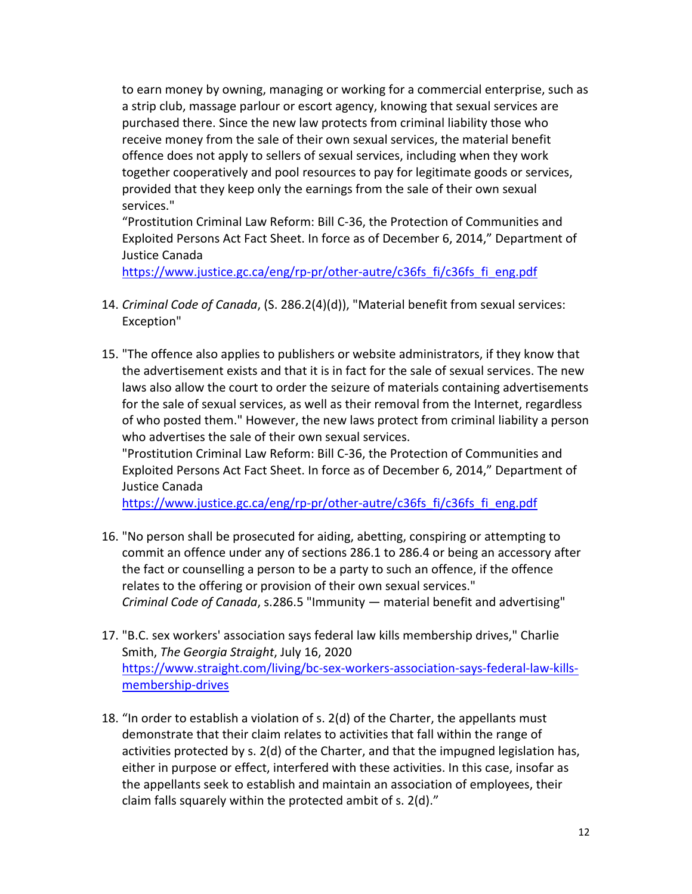to earn money by owning, managing or working for a commercial enterprise, such as a strip club, massage parlour or escort agency, knowing that sexual services are purchased there. Since the new law protects from criminal liability those who receive money from the sale of their own sexual services, the material benefit offence does not apply to sellers of sexual services, including when they work together cooperatively and pool resources to pay for legitimate goods or services, provided that they keep only the earnings from the sale of their own sexual services."
"Prostitution Criminal Law Reform: Bill C-36, the Protection of Communities and Exploited Persons Act Fact Sheet. In force as of December 6, 2014," Department of Justice Canada
https://www.justice.gc.ca/eng/rp-pr/other-autre/c36fs_fi/c36fs_fi_eng.pdf

14. *Criminal Code of Canada*, (S. 286.2(4)(d)), "Material benefit from sexual services: Exception"

15. "The offence also applies to publishers or website administrators, if they know that the advertisement exists and that it is in fact for the sale of sexual services. The new laws also allow the court to order the seizure of materials containing advertisements for the sale of sexual services, as well as their removal from the Internet, regardless of who posted them." However, the new laws protect from criminal liability a person who advertises the sale of their own sexual services.
"Prostitution Criminal Law Reform: Bill C-36, the Protection of Communities and Exploited Persons Act Fact Sheet. In force as of December 6, 2014," Department of Justice Canada
https://www.justice.gc.ca/eng/rp-pr/other-autre/c36fs_fi/c36fs_fi_eng.pdf

16. "No person shall be prosecuted for aiding, abetting, conspiring or attempting to commit an offence under any of sections 286.1 to 286.4 or being an accessory after the fact or counselling a person to be a party to such an offence, if the offence relates to the offering or provision of their own sexual services."
*Criminal Code of Canada*, s.286.5 "Immunity — material benefit and advertising"

17. "B.C. sex workers' association says federal law kills membership drives," Charlie Smith, *The Georgia Straight*, July 16, 2020
https://www.straight.com/living/bc-sex-workers-association-says-federal-law-kills-membership-drives

18. "In order to establish a violation of s. 2(d) of the Charter, the appellants must demonstrate that their claim relates to activities that fall within the range of activities protected by s. 2(d) of the Charter, and that the impugned legislation has, either in purpose or effect, interfered with these activities. In this case, insofar as the appellants seek to establish and maintain an association of employees, their claim falls squarely within the protected ambit of s. 2(d)."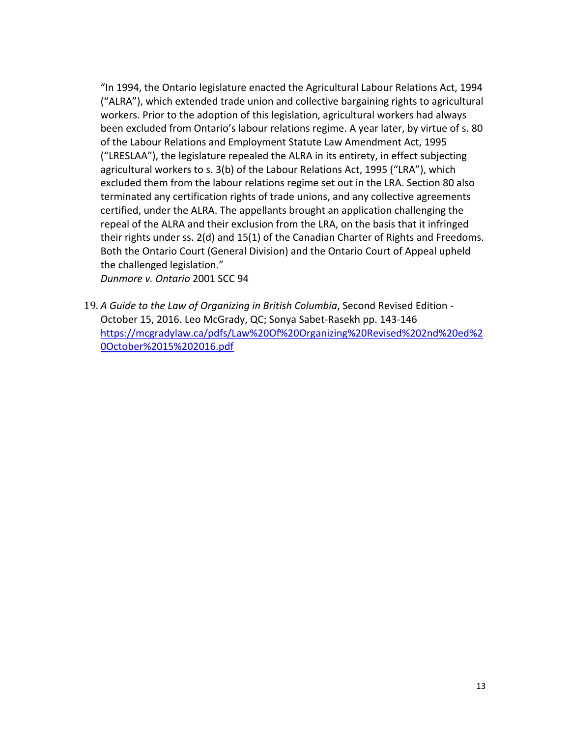"In 1994, the Ontario legislature enacted the Agricultural Labour Relations Act, 1994 ("ALRA"), which extended trade union and collective bargaining rights to agricultural workers. Prior to the adoption of this legislation, agricultural workers had always been excluded from Ontario's labour relations regime. A year later, by virtue of s. 80 of the Labour Relations and Employment Statute Law Amendment Act, 1995 ("LRESLAA"), the legislature repealed the ALRA in its entirety, in effect subjecting agricultural workers to s. 3(b) of the Labour Relations Act, 1995 ("LRA"), which excluded them from the labour relations regime set out in the LRA. Section 80 also terminated any certification rights of trade unions, and any collective agreements certified, under the ALRA. The appellants brought an application challenging the repeal of the ALRA and their exclusion from the LRA, on the basis that it infringed their rights under ss. 2(d) and 15(1) of the Canadian Charter of Rights and Freedoms. Both the Ontario Court (General Division) and the Ontario Court of Appeal upheld the challenged legislation."
*Dunmore v. Ontario* 2001 SCC 94

19. *A Guide to the Law of Organizing in British Columbia*, Second Revised Edition - October 15, 2016. Leo McGrady, QC; Sonya Sabet-Rasekh pp. 143-146 https://mcgradylaw.ca/pdfs/Law%20Of%20Organizing%20Revised%202nd%20ed%20October%2015%202016.pdf